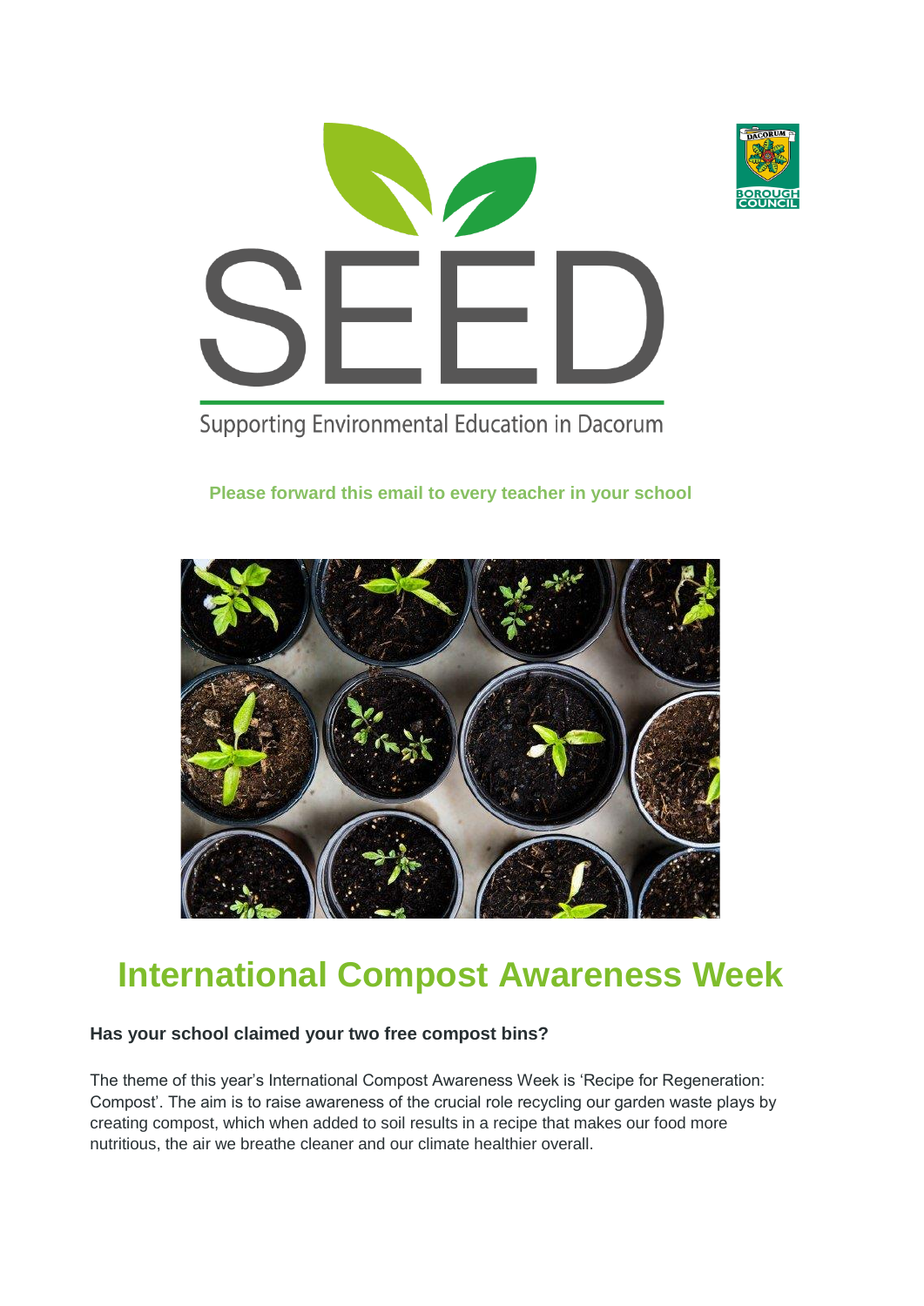# SEED

Supporting Environmental Education in Dacorum

**Please forward this email to every teacher in your school**

# International Compost Awareness Week

**Has your school claimed your two free compost bins?**

The theme of this year's International Compost Awareness Week is 'Recipe for Regeneration: Compost'. The aim is to raise awareness of the crucial role recycling our garden waste plays by creating compost, which when added to soil results in a recipe that makes our food more nutritious, the air we breathe cleaner and our climate healthier overall.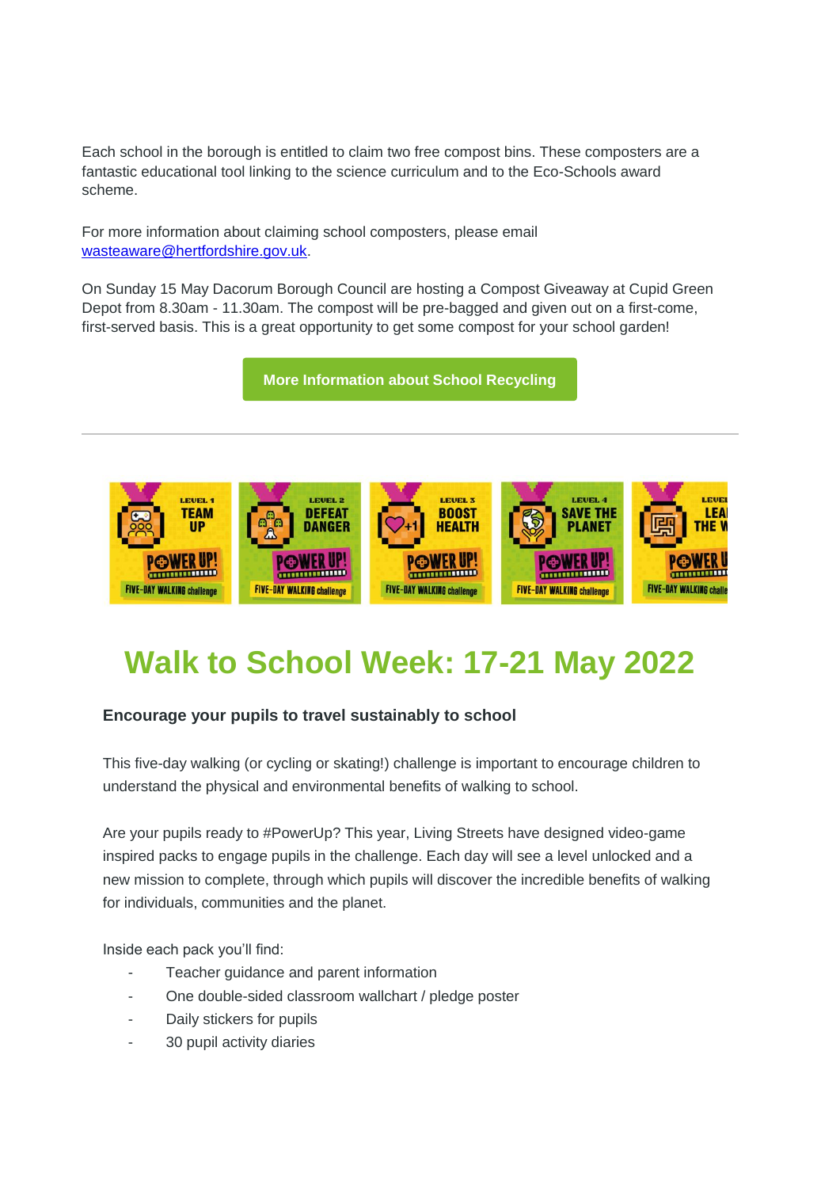Each school in the borough is entitled to claim two free compost bins. These composters are a fantastic educational tool linking to the science curriculum and to the Eco-Schools award scheme.

For more information about claiming school composters, please email wasteaware@hertfordshire.gov.uk.

On Sunday 15 May Dacorum Borough Council are hosting a Compost Giveaway at Cupid Green Depot from 8.30am - 11.30am. The compost will be pre-bagged and given out on a first-come, first-served basis. This is a great opportunity to get some compost for your school garden!

**More Information about School Recycling**

---

# Walk to School Week: 17-21 May 2022

**Encourage your pupils to travel sustainably to school**

This five-day walking (or cycling or skating!) challenge is important to encourage children to understand the physical and environmental benefits of walking to school.

Are your pupils ready to #PowerUp? This year, Living Streets have designed video-game inspired packs to engage pupils in the challenge. Each day will see a level unlocked and a new mission to complete, through which pupils will discover the incredible benefits of walking for individuals, communities and the planet.

Inside each pack you'll find:

- Teacher guidance and parent information
- One double-sided classroom wallchart / pledge poster
- Daily stickers for pupils
- 30 pupil activity diaries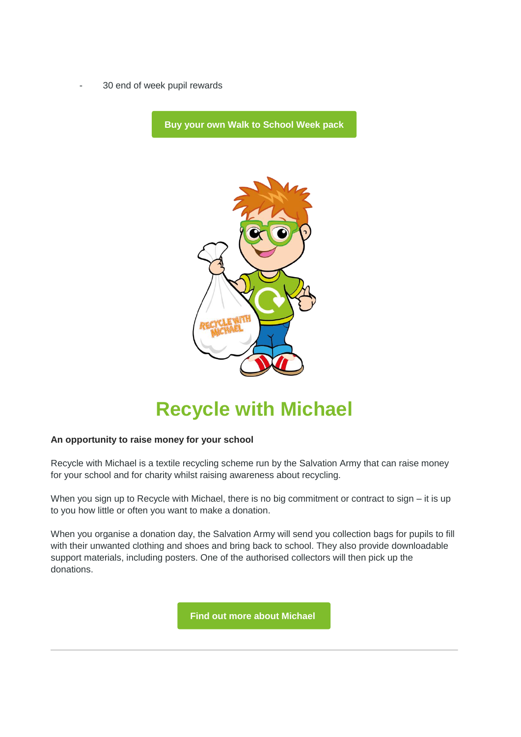- 30 end of week pupil rewards

Buy your own Walk to School Week pack

# Recycle with Michael

**An opportunity to raise money for your school**

Recycle with Michael is a textile recycling scheme run by the Salvation Army that can raise money for your school and for charity whilst raising awareness about recycling.

When you sign up to Recycle with Michael, there is no big commitment or contract to sign – it is up to you how little or often you want to make a donation.

When you organise a donation day, the Salvation Army will send you collection bags for pupils to fill with their unwanted clothing and shoes and bring back to school. They also provide downloadable support materials, including posters. One of the authorised collectors will then pick up the donations.

Find out more about Michael

---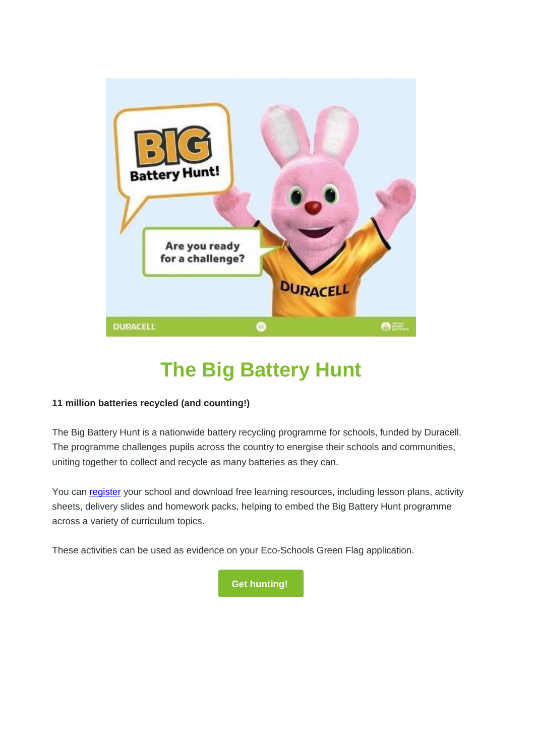# The Big Battery Hunt

**11 million batteries recycled (and counting!)**

The Big Battery Hunt is a nationwide battery recycling programme for schools, funded by Duracell. The programme challenges pupils across the country to energise their schools and communities, uniting together to collect and recycle as many batteries as they can.

You can register your school and download free learning resources, including lesson plans, activity sheets, delivery slides and homework packs, helping to embed the Big Battery Hunt programme across a variety of curriculum topics.

These activities can be used as evidence on your Eco-Schools Green Flag application.

**Get hunting!**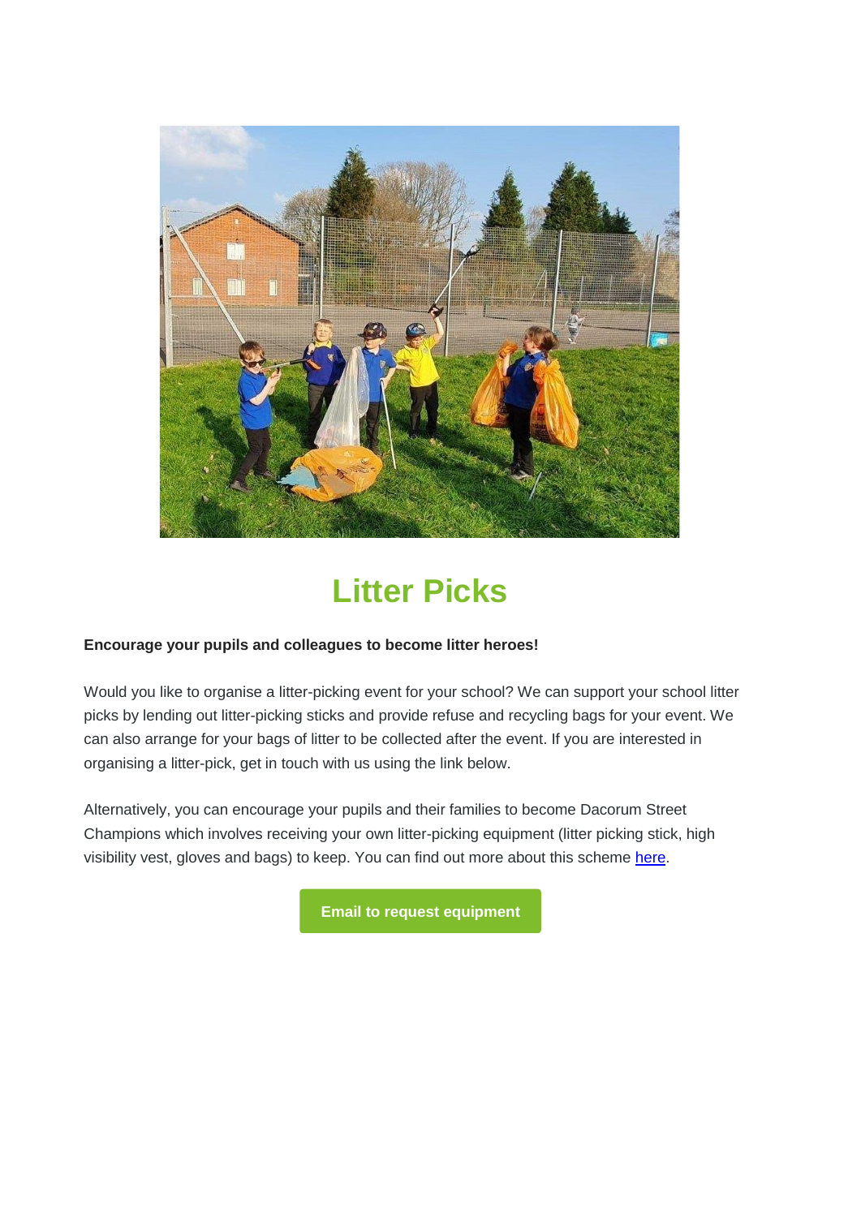# Litter Picks

**Encourage your pupils and colleagues to become litter heroes!**

Would you like to organise a litter-picking event for your school? We can support your school litter picks by lending out litter-picking sticks and provide refuse and recycling bags for your event. We can also arrange for your bags of litter to be collected after the event. If you are interested in organising a litter-pick, get in touch with us using the link below.

Alternatively, you can encourage your pupils and their families to become Dacorum Street Champions which involves receiving your own litter-picking equipment (litter picking stick, high visibility vest, gloves and bags) to keep. You can find out more about this scheme here.

**Email to request equipment**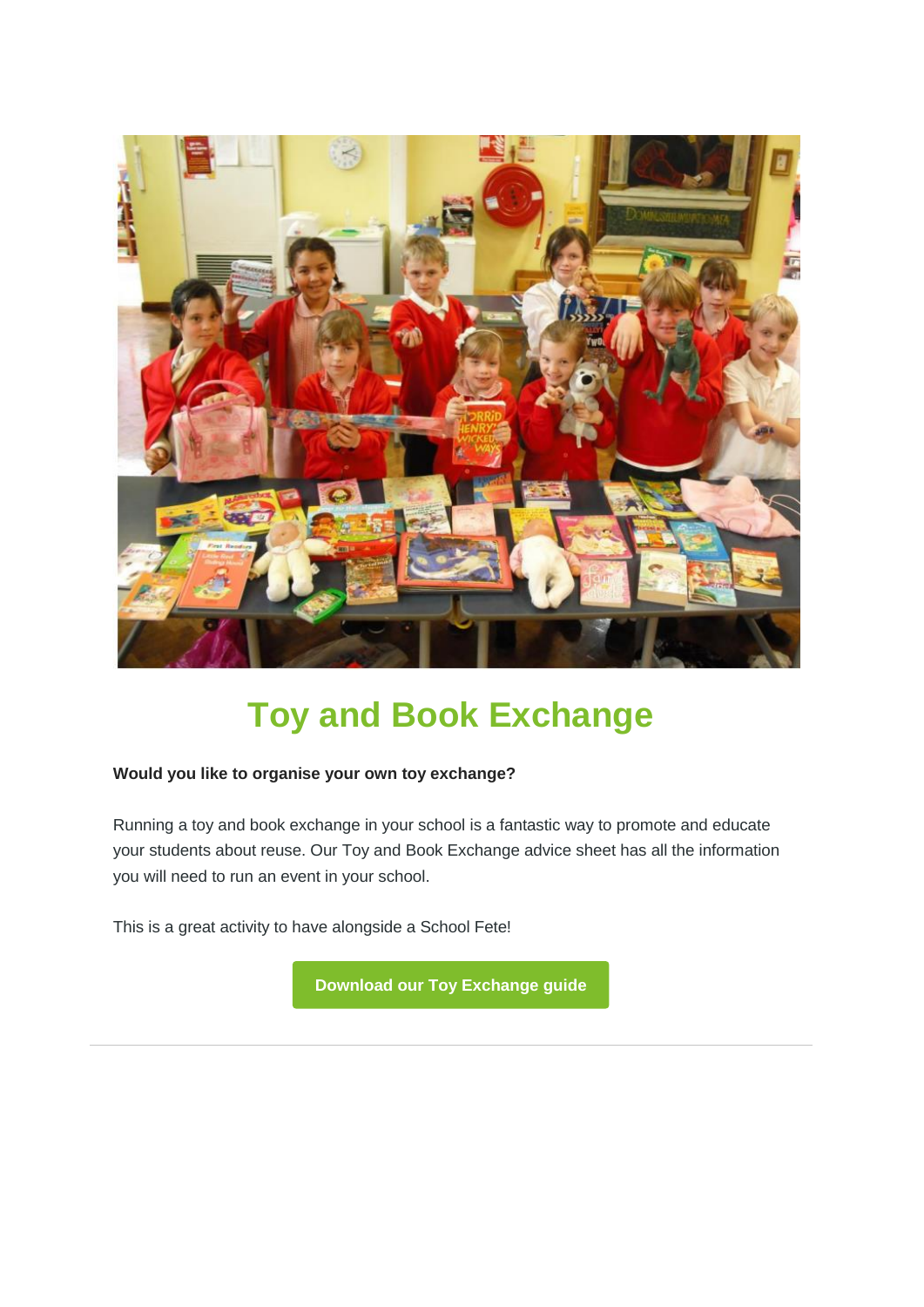# Toy and Book Exchange

**Would you like to organise your own toy exchange?**

Running a toy and book exchange in your school is a fantastic way to promote and educate your students about reuse. Our Toy and Book Exchange advice sheet has all the information you will need to run an event in your school.

This is a great activity to have alongside a School Fete!

**Download our Toy Exchange guide**

---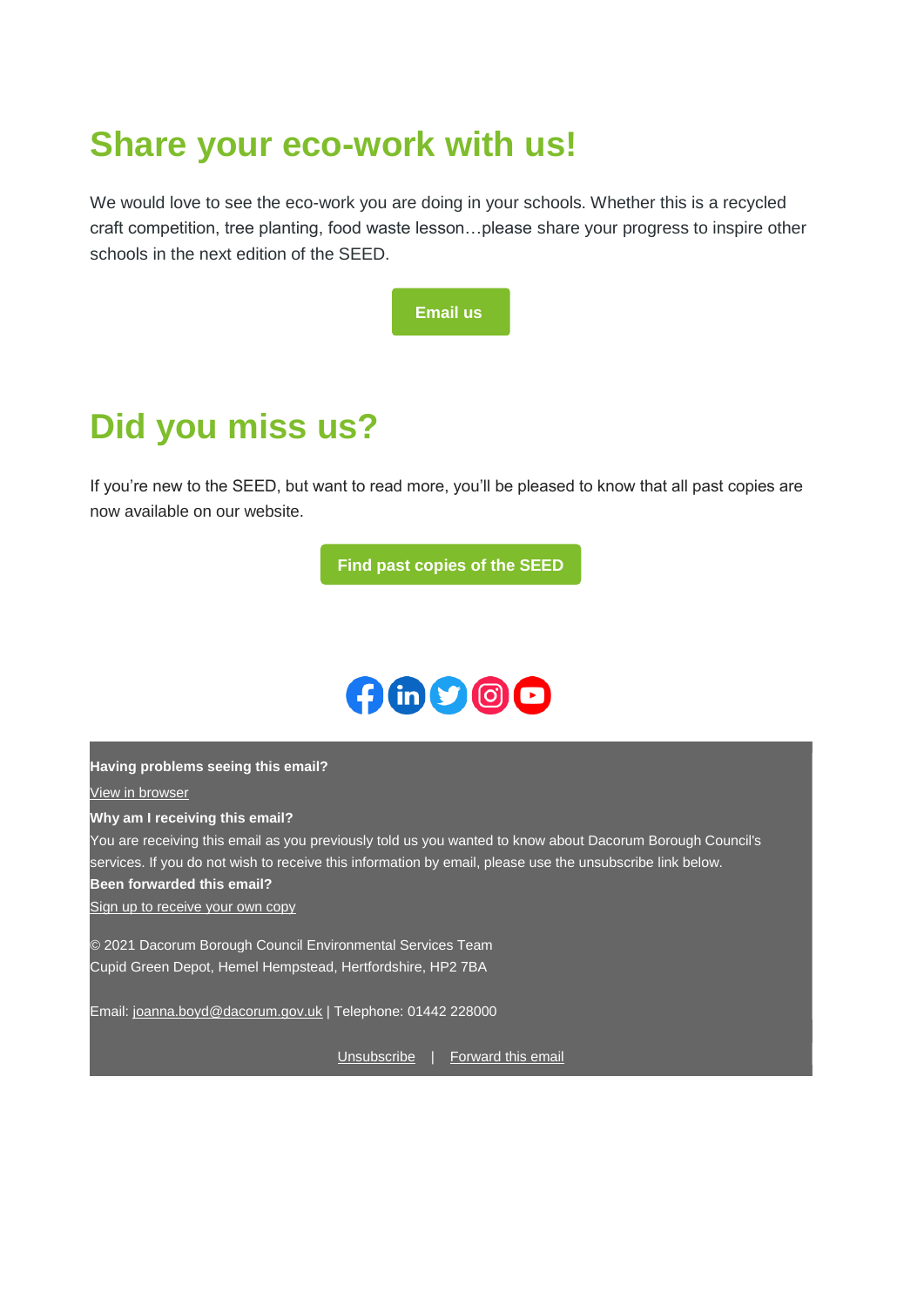# Share your eco-work with us!

We would love to see the eco-work you are doing in your schools. Whether this is a recycled craft competition, tree planting, food waste lesson…please share your progress to inspire other schools in the next edition of the SEED.

**Email us**

# Did you miss us?

If you're new to the SEED, but want to read more, you'll be pleased to know that all past copies are now available on our website.

**Find past copies of the SEED**

**Having problems seeing this email?**

View in browser

**Why am I receiving this email?**

You are receiving this email as you previously told us you wanted to know about Dacorum Borough Council's services. If you do not wish to receive this information by email, please use the unsubscribe link below.

**Been forwarded this email?**

Sign up to receive your own copy

© 2021 Dacorum Borough Council Environmental Services Team
Cupid Green Depot, Hemel Hempstead, Hertfordshire, HP2 7BA

Email: joanna.boyd@dacorum.gov.uk | Telephone: 01442 228000

Unsubscribe | Forward this email